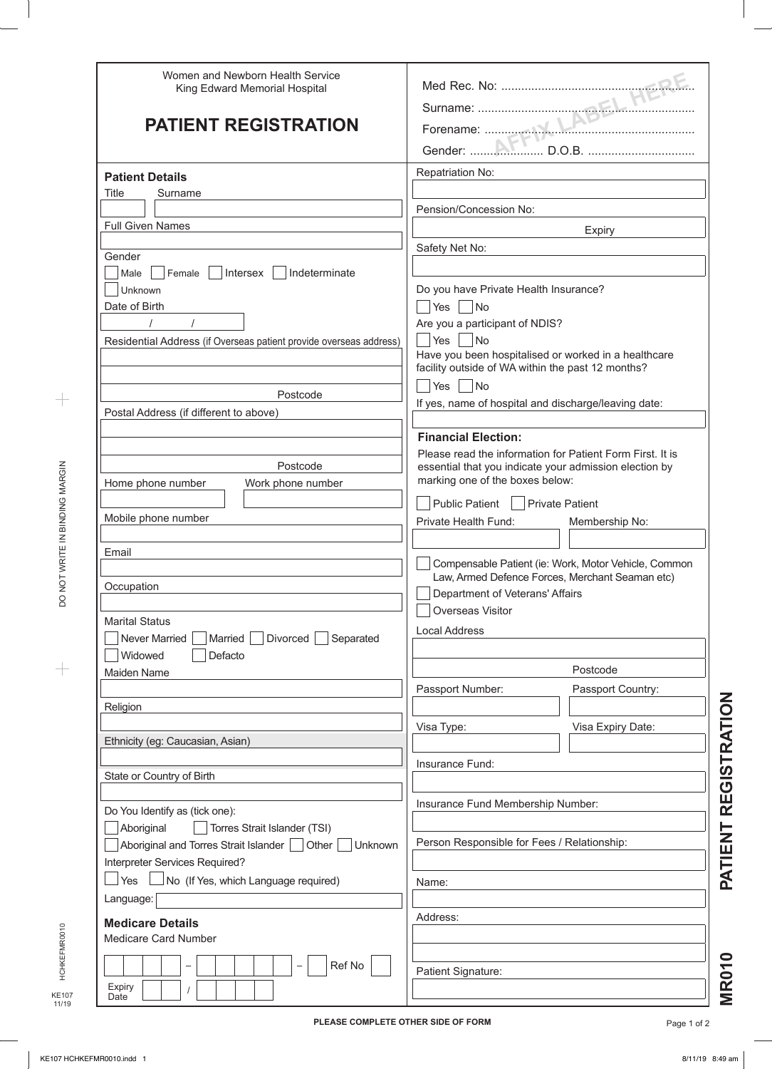Women and Newborn Health Service
King Edward Memorial Hospital

# PATIENT REGISTRATION

Med Rec. No: ............................................................

Surname: ............................................................

Forename: ............................................................

Gender: ...................... D.O.B. ................................

AFFIX LABEL HERE

## Patient Details

Title | Surname

Full Given Names

Gender
☐ Male ☐ Female ☐ Intersex ☐ Indeterminate
☐ Unknown

Date of Birth
/ /

Residential Address (if Overseas patient provide overseas address)

Postcode

Postal Address (if different to above)

Postcode

Home phone number | Work phone number

Mobile phone number

Email

Occupation

Marital Status
☐ Never Married ☐ Married ☐ Divorced ☐ Separated
☐ Widowed ☐ Defacto

Maiden Name

Religion

Ethnicity (eg: Caucasian, Asian)

State or Country of Birth

Do You Identify as (tick one):
☐ Aboriginal ☐ Torres Strait Islander (TSI)
☐ Aboriginal and Torres Strait Islander ☐ Other ☐ Unknown

Interpreter Services Required?
☐ Yes ☐ No (If Yes, which Language required)

Language:

## Medicare Details

Medicare Card Number

– – Ref No

Expiry Date /

Repatriation No:

Pension/Concession No:
Expiry

Safety Net No:

Do you have Private Health Insurance?
☐ Yes ☐ No

Are you a participant of NDIS?
☐ Yes ☐ No

Have you been hospitalised or worked in a healthcare facility outside of WA within the past 12 months?
☐ Yes ☐ No

If yes, name of hospital and discharge/leaving date:

## Financial Election:

Please read the information for Patient Form First. It is essential that you indicate your admission election by marking one of the boxes below:

☐ Public Patient ☐ Private Patient

Private Health Fund: | Membership No:

☐ Compensable Patient (ie: Work, Motor Vehicle, Common Law, Armed Defence Forces, Merchant Seaman etc)
☐ Department of Veterans' Affairs
☐ Overseas Visitor

Local Address

Postcode

Passport Number: | Passport Country:

Visa Type: | Visa Expiry Date:

Insurance Fund:

Insurance Fund Membership Number:

Person Responsible for Fees / Relationship:

Name:

Address:

Patient Signature:

DO NOT WRITE IN BINDING MARGIN

HCHKEFMR0010

KE107 11/19

**PATIENT REGISTRATION**

**MR010**

**PLEASE COMPLETE OTHER SIDE OF FORM**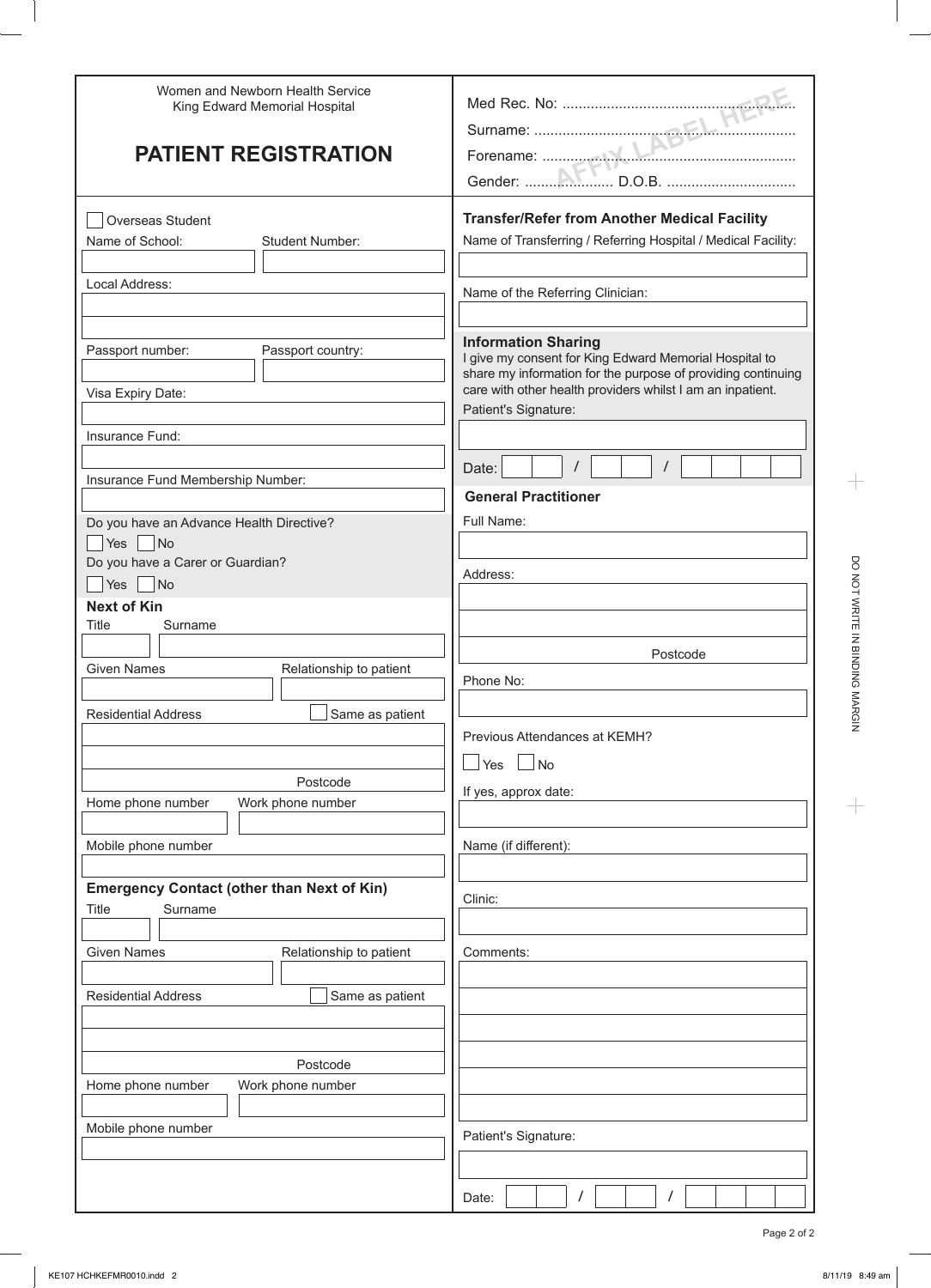Women and Newborn Health Service
King Edward Memorial Hospital

# PATIENT REGISTRATION

Med Rec. No: ..........................................................

Surname: ..............................................................

Forename: ............................................................

Gender: ...................... D.O.B. ................................

AFFIX LABEL HERE

☐ Overseas Student

Name of School: Student Number:

Local Address:

Passport number: Passport country:

Visa Expiry Date:

Insurance Fund:

Insurance Fund Membership Number:

Do you have an Advance Health Directive?

☐ Yes ☐ No

Do you have a Carer or Guardian?

☐ Yes ☐ No

**Next of Kin**

Title Surname

Given Names Relationship to patient

Residential Address ☐ Same as patient

Postcode

Home phone number Work phone number

Mobile phone number

**Emergency Contact (other than Next of Kin)**

Title Surname

Given Names Relationship to patient

Residential Address ☐ Same as patient

Postcode

Home phone number Work phone number

Mobile phone number

**Transfer/Refer from Another Medical Facility**

Name of Transferring / Referring Hospital / Medical Facility:

Name of the Referring Clinician:

**Information Sharing**

I give my consent for King Edward Memorial Hospital to share my information for the purpose of providing continuing care with other health providers whilst I am an inpatient.

Patient's Signature:

Date: / /

**General Practitioner**

Full Name:

Address:

Postcode

Phone No:

Previous Attendances at KEMH?

☐ Yes ☐ No

If yes, approx date:

Name (if different):

Clinic:

Comments:

Patient's Signature:

Date: / /

DO NOT WRITE IN BINDING MARGIN